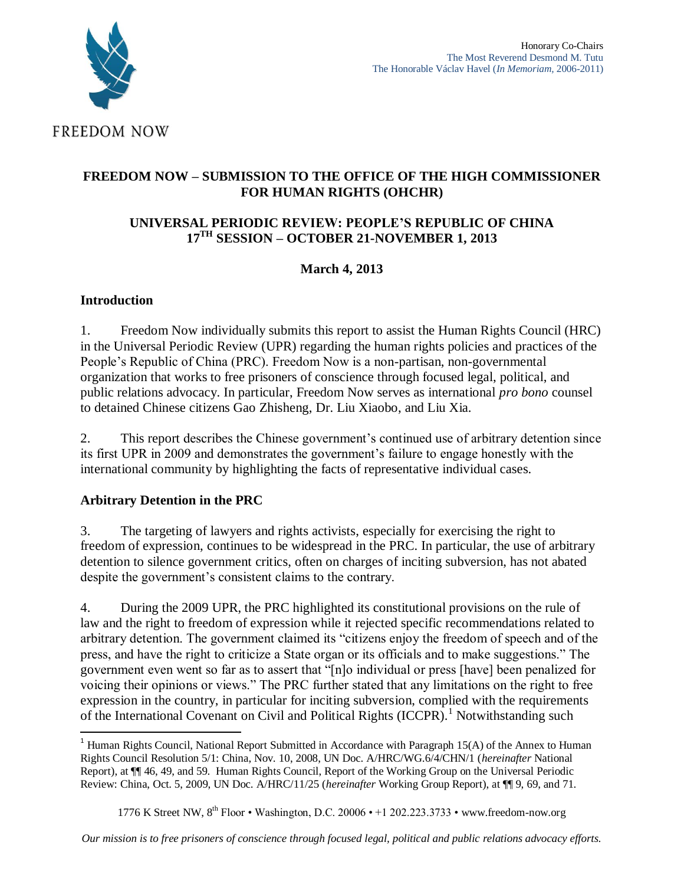FREEDOM NOW

Honorary Co-Chairs
The Most Reverend Desmond M. Tutu
The Honorable Václav Havel (*In Memoriam*, 2006-2011)

**FREEDOM NOW – SUBMISSION TO THE OFFICE OF THE HIGH COMMISSIONER FOR HUMAN RIGHTS (OHCHR)**

**UNIVERSAL PERIODIC REVIEW: PEOPLE'S REPUBLIC OF CHINA 17TH SESSION – OCTOBER 21-NOVEMBER 1, 2013**

**March 4, 2013**

## Introduction

1. Freedom Now individually submits this report to assist the Human Rights Council (HRC) in the Universal Periodic Review (UPR) regarding the human rights policies and practices of the People's Republic of China (PRC). Freedom Now is a non-partisan, non-governmental organization that works to free prisoners of conscience through focused legal, political, and public relations advocacy. In particular, Freedom Now serves as international *pro bono* counsel to detained Chinese citizens Gao Zhisheng, Dr. Liu Xiaobo, and Liu Xia.

2. This report describes the Chinese government's continued use of arbitrary detention since its first UPR in 2009 and demonstrates the government's failure to engage honestly with the international community by highlighting the facts of representative individual cases.

## Arbitrary Detention in the PRC

3. The targeting of lawyers and rights activists, especially for exercising the right to freedom of expression, continues to be widespread in the PRC. In particular, the use of arbitrary detention to silence government critics, often on charges of inciting subversion, has not abated despite the government's consistent claims to the contrary.

4. During the 2009 UPR, the PRC highlighted its constitutional provisions on the rule of law and the right to freedom of expression while it rejected specific recommendations related to arbitrary detention. The government claimed its "citizens enjoy the freedom of speech and of the press, and have the right to criticize a State organ or its officials and to make suggestions." The government even went so far as to assert that "[n]o individual or press [have] been penalized for voicing their opinions or views." The PRC further stated that any limitations on the right to free expression in the country, in particular for inciting subversion, complied with the requirements of the International Covenant on Civil and Political Rights (ICCPR).[1] Notwithstanding such

[1] Human Rights Council, National Report Submitted in Accordance with Paragraph 15(A) of the Annex to Human Rights Council Resolution 5/1: China, Nov. 10, 2008, UN Doc. A/HRC/WG.6/4/CHN/1 (*hereinafter* National Report), at ¶¶ 46, 49, and 59. Human Rights Council, Report of the Working Group on the Universal Periodic Review: China, Oct. 5, 2009, UN Doc. A/HRC/11/25 (*hereinafter* Working Group Report), at ¶¶ 9, 69, and 71.

1776 K Street NW, 8th Floor • Washington, D.C. 20006 • +1 202.223.3733 • www.freedom-now.org

*Our mission is to free prisoners of conscience through focused legal, political and public relations advocacy efforts.*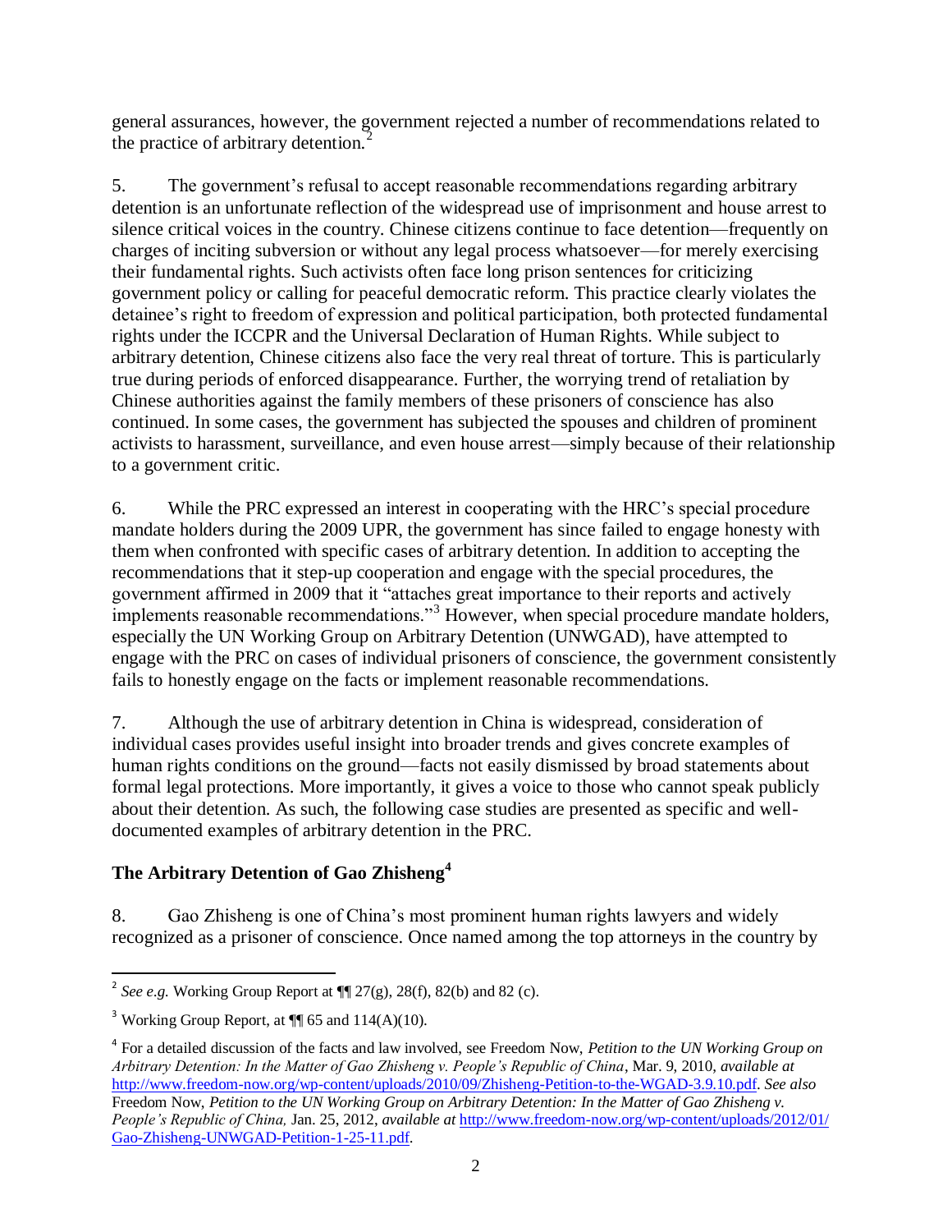general assurances, however, the government rejected a number of recommendations related to the practice of arbitrary detention.[2]

5. The government's refusal to accept reasonable recommendations regarding arbitrary detention is an unfortunate reflection of the widespread use of imprisonment and house arrest to silence critical voices in the country. Chinese citizens continue to face detention—frequently on charges of inciting subversion or without any legal process whatsoever—for merely exercising their fundamental rights. Such activists often face long prison sentences for criticizing government policy or calling for peaceful democratic reform. This practice clearly violates the detainee's right to freedom of expression and political participation, both protected fundamental rights under the ICCPR and the Universal Declaration of Human Rights. While subject to arbitrary detention, Chinese citizens also face the very real threat of torture. This is particularly true during periods of enforced disappearance. Further, the worrying trend of retaliation by Chinese authorities against the family members of these prisoners of conscience has also continued. In some cases, the government has subjected the spouses and children of prominent activists to harassment, surveillance, and even house arrest—simply because of their relationship to a government critic.

6. While the PRC expressed an interest in cooperating with the HRC's special procedure mandate holders during the 2009 UPR, the government has since failed to engage honesty with them when confronted with specific cases of arbitrary detention. In addition to accepting the recommendations that it step-up cooperation and engage with the special procedures, the government affirmed in 2009 that it "attaches great importance to their reports and actively implements reasonable recommendations."[3] However, when special procedure mandate holders, especially the UN Working Group on Arbitrary Detention (UNWGAD), have attempted to engage with the PRC on cases of individual prisoners of conscience, the government consistently fails to honestly engage on the facts or implement reasonable recommendations.

7. Although the use of arbitrary detention in China is widespread, consideration of individual cases provides useful insight into broader trends and gives concrete examples of human rights conditions on the ground—facts not easily dismissed by broad statements about formal legal protections. More importantly, it gives a voice to those who cannot speak publicly about their detention. As such, the following case studies are presented as specific and well-documented examples of arbitrary detention in the PRC.

## The Arbitrary Detention of Gao Zhisheng[4]

8. Gao Zhisheng is one of China's most prominent human rights lawyers and widely recognized as a prisoner of conscience. Once named among the top attorneys in the country by

---

[2] *See e.g.* Working Group Report at ¶¶ 27(g), 28(f), 82(b) and 82 (c).

[3] Working Group Report, at ¶¶ 65 and 114(A)(10).

[4] For a detailed discussion of the facts and law involved, see Freedom Now, *Petition to the UN Working Group on Arbitrary Detention: In the Matter of Gao Zhisheng v. People's Republic of China*, Mar. 9, 2010, *available at* http://www.freedom-now.org/wp-content/uploads/2010/09/Zhisheng-Petition-to-the-WGAD-3.9.10.pdf. *See also* Freedom Now, *Petition to the UN Working Group on Arbitrary Detention: In the Matter of Gao Zhisheng v. People's Republic of China,* Jan. 25, 2012, *available at* http://www.freedom-now.org/wp-content/uploads/2012/01/Gao-Zhisheng-UNWGAD-Petition-1-25-11.pdf.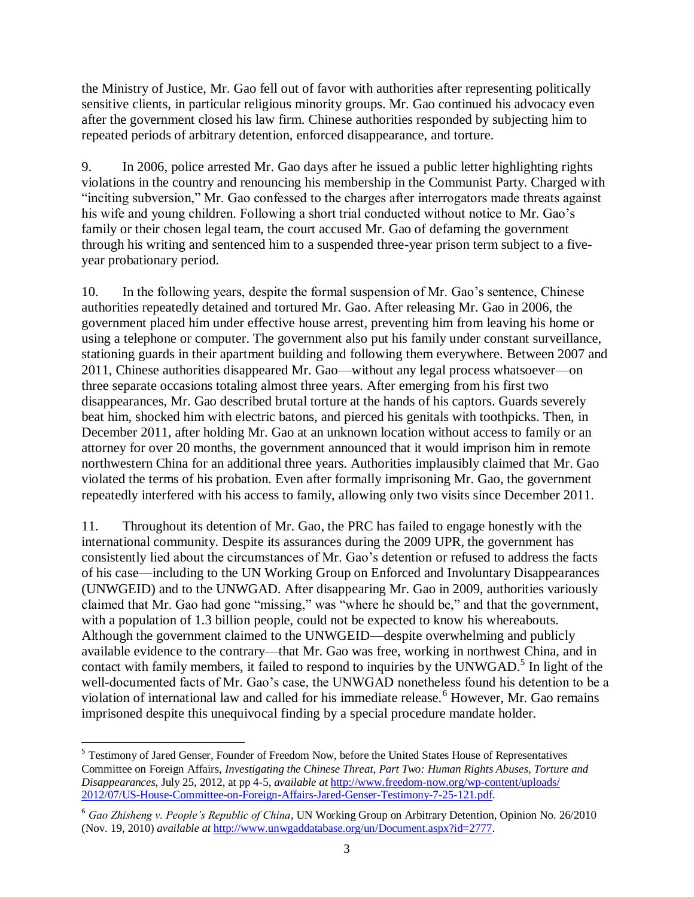the Ministry of Justice, Mr. Gao fell out of favor with authorities after representing politically sensitive clients, in particular religious minority groups. Mr. Gao continued his advocacy even after the government closed his law firm. Chinese authorities responded by subjecting him to repeated periods of arbitrary detention, enforced disappearance, and torture.

9. In 2006, police arrested Mr. Gao days after he issued a public letter highlighting rights violations in the country and renouncing his membership in the Communist Party. Charged with "inciting subversion," Mr. Gao confessed to the charges after interrogators made threats against his wife and young children. Following a short trial conducted without notice to Mr. Gao's family or their chosen legal team, the court accused Mr. Gao of defaming the government through his writing and sentenced him to a suspended three-year prison term subject to a five-year probationary period.

10. In the following years, despite the formal suspension of Mr. Gao's sentence, Chinese authorities repeatedly detained and tortured Mr. Gao. After releasing Mr. Gao in 2006, the government placed him under effective house arrest, preventing him from leaving his home or using a telephone or computer. The government also put his family under constant surveillance, stationing guards in their apartment building and following them everywhere. Between 2007 and 2011, Chinese authorities disappeared Mr. Gao—without any legal process whatsoever—on three separate occasions totaling almost three years. After emerging from his first two disappearances, Mr. Gao described brutal torture at the hands of his captors. Guards severely beat him, shocked him with electric batons, and pierced his genitals with toothpicks. Then, in December 2011, after holding Mr. Gao at an unknown location without access to family or an attorney for over 20 months, the government announced that it would imprison him in remote northwestern China for an additional three years. Authorities implausibly claimed that Mr. Gao violated the terms of his probation. Even after formally imprisoning Mr. Gao, the government repeatedly interfered with his access to family, allowing only two visits since December 2011.

11. Throughout its detention of Mr. Gao, the PRC has failed to engage honestly with the international community. Despite its assurances during the 2009 UPR, the government has consistently lied about the circumstances of Mr. Gao's detention or refused to address the facts of his case—including to the UN Working Group on Enforced and Involuntary Disappearances (UNWGEID) and to the UNWGAD. After disappearing Mr. Gao in 2009, authorities variously claimed that Mr. Gao had gone "missing," was "where he should be," and that the government, with a population of 1.3 billion people, could not be expected to know his whereabouts. Although the government claimed to the UNWGEID—despite overwhelming and publicly available evidence to the contrary—that Mr. Gao was free, working in northwest China, and in contact with family members, it failed to respond to inquiries by the UNWGAD.[5] In light of the well-documented facts of Mr. Gao's case, the UNWGAD nonetheless found his detention to be a violation of international law and called for his immediate release.[6] However, Mr. Gao remains imprisoned despite this unequivocal finding by a special procedure mandate holder.

---

[5] Testimony of Jared Genser, Founder of Freedom Now, before the United States House of Representatives Committee on Foreign Affairs, *Investigating the Chinese Threat, Part Two: Human Rights Abuses, Torture and Disappearances*, July 25, 2012, at pp 4-5, *available at* http://www.freedom-now.org/wp-content/uploads/2012/07/US-House-Committee-on-Foreign-Affairs-Jared-Genser-Testimony-7-25-121.pdf.

[6] *Gao Zhisheng v. People's Republic of China*, UN Working Group on Arbitrary Detention, Opinion No. 26/2010 (Nov. 19, 2010) *available at* http://www.unwgaddatabase.org/un/Document.aspx?id=2777.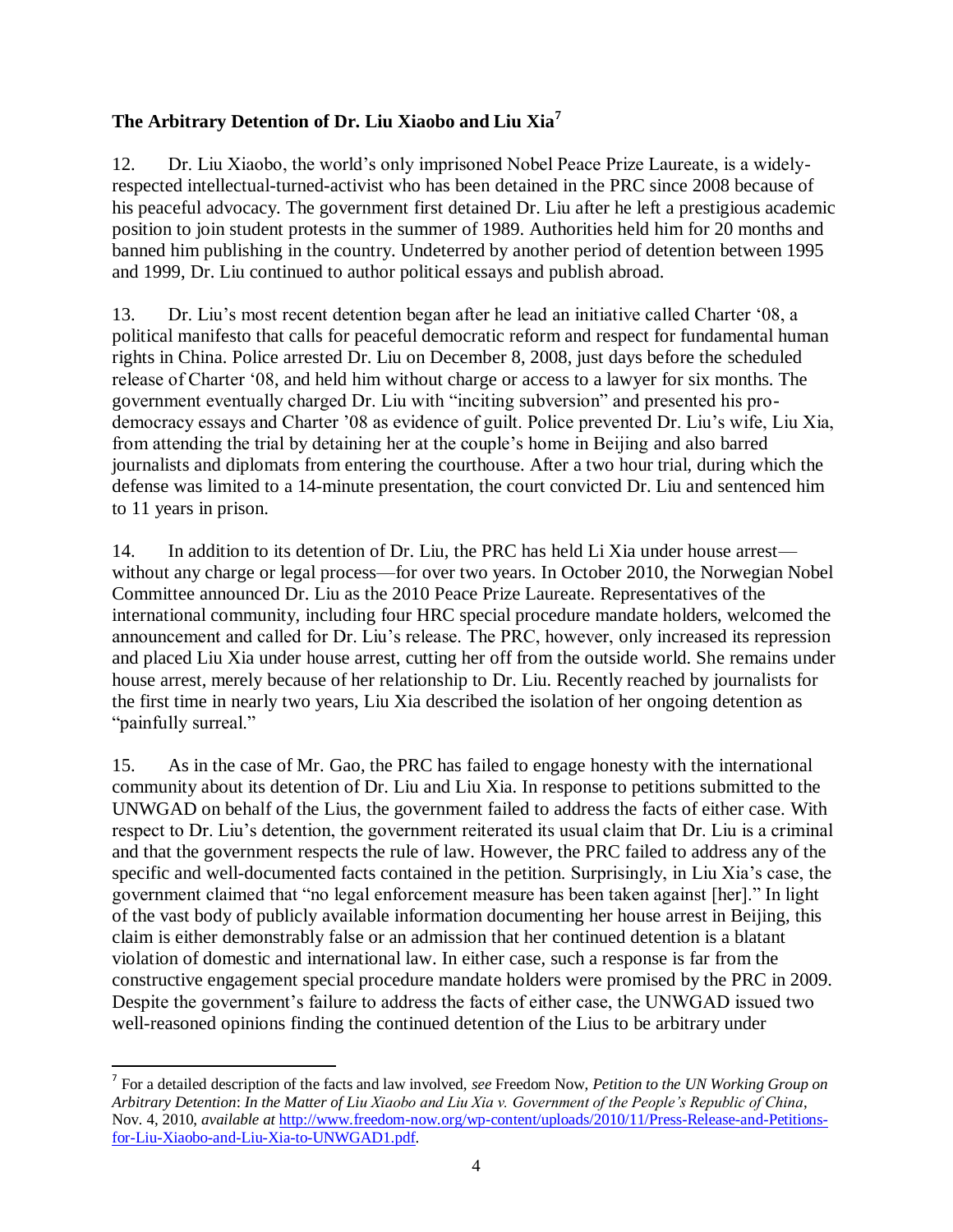**The Arbitrary Detention of Dr. Liu Xiaobo and Liu Xia**[7]

12. Dr. Liu Xiaobo, the world's only imprisoned Nobel Peace Prize Laureate, is a widely-respected intellectual-turned-activist who has been detained in the PRC since 2008 because of his peaceful advocacy. The government first detained Dr. Liu after he left a prestigious academic position to join student protests in the summer of 1989. Authorities held him for 20 months and banned him publishing in the country. Undeterred by another period of detention between 1995 and 1999, Dr. Liu continued to author political essays and publish abroad.

13. Dr. Liu's most recent detention began after he lead an initiative called Charter '08, a political manifesto that calls for peaceful democratic reform and respect for fundamental human rights in China. Police arrested Dr. Liu on December 8, 2008, just days before the scheduled release of Charter '08, and held him without charge or access to a lawyer for six months. The government eventually charged Dr. Liu with "inciting subversion" and presented his pro-democracy essays and Charter '08 as evidence of guilt. Police prevented Dr. Liu's wife, Liu Xia, from attending the trial by detaining her at the couple's home in Beijing and also barred journalists and diplomats from entering the courthouse. After a two hour trial, during which the defense was limited to a 14-minute presentation, the court convicted Dr. Liu and sentenced him to 11 years in prison.

14. In addition to its detention of Dr. Liu, the PRC has held Li Xia under house arrest—without any charge or legal process—for over two years. In October 2010, the Norwegian Nobel Committee announced Dr. Liu as the 2010 Peace Prize Laureate. Representatives of the international community, including four HRC special procedure mandate holders, welcomed the announcement and called for Dr. Liu's release. The PRC, however, only increased its repression and placed Liu Xia under house arrest, cutting her off from the outside world. She remains under house arrest, merely because of her relationship to Dr. Liu. Recently reached by journalists for the first time in nearly two years, Liu Xia described the isolation of her ongoing detention as "painfully surreal."

15. As in the case of Mr. Gao, the PRC has failed to engage honesty with the international community about its detention of Dr. Liu and Liu Xia. In response to petitions submitted to the UNWGAD on behalf of the Lius, the government failed to address the facts of either case. With respect to Dr. Liu's detention, the government reiterated its usual claim that Dr. Liu is a criminal and that the government respects the rule of law. However, the PRC failed to address any of the specific and well-documented facts contained in the petition. Surprisingly, in Liu Xia's case, the government claimed that "no legal enforcement measure has been taken against [her]." In light of the vast body of publicly available information documenting her house arrest in Beijing, this claim is either demonstrably false or an admission that her continued detention is a blatant violation of domestic and international law. In either case, such a response is far from the constructive engagement special procedure mandate holders were promised by the PRC in 2009. Despite the government's failure to address the facts of either case, the UNWGAD issued two well-reasoned opinions finding the continued detention of the Lius to be arbitrary under

[7] For a detailed description of the facts and law involved, *see* Freedom Now, *Petition to the UN Working Group on Arbitrary Detention*: *In the Matter of Liu Xiaobo and Liu Xia v. Government of the People's Republic of China*, Nov. 4, 2010, *available at* http://www.freedom-now.org/wp-content/uploads/2010/11/Press-Release-and-Petitions-for-Liu-Xiaobo-and-Liu-Xia-to-UNWGAD1.pdf.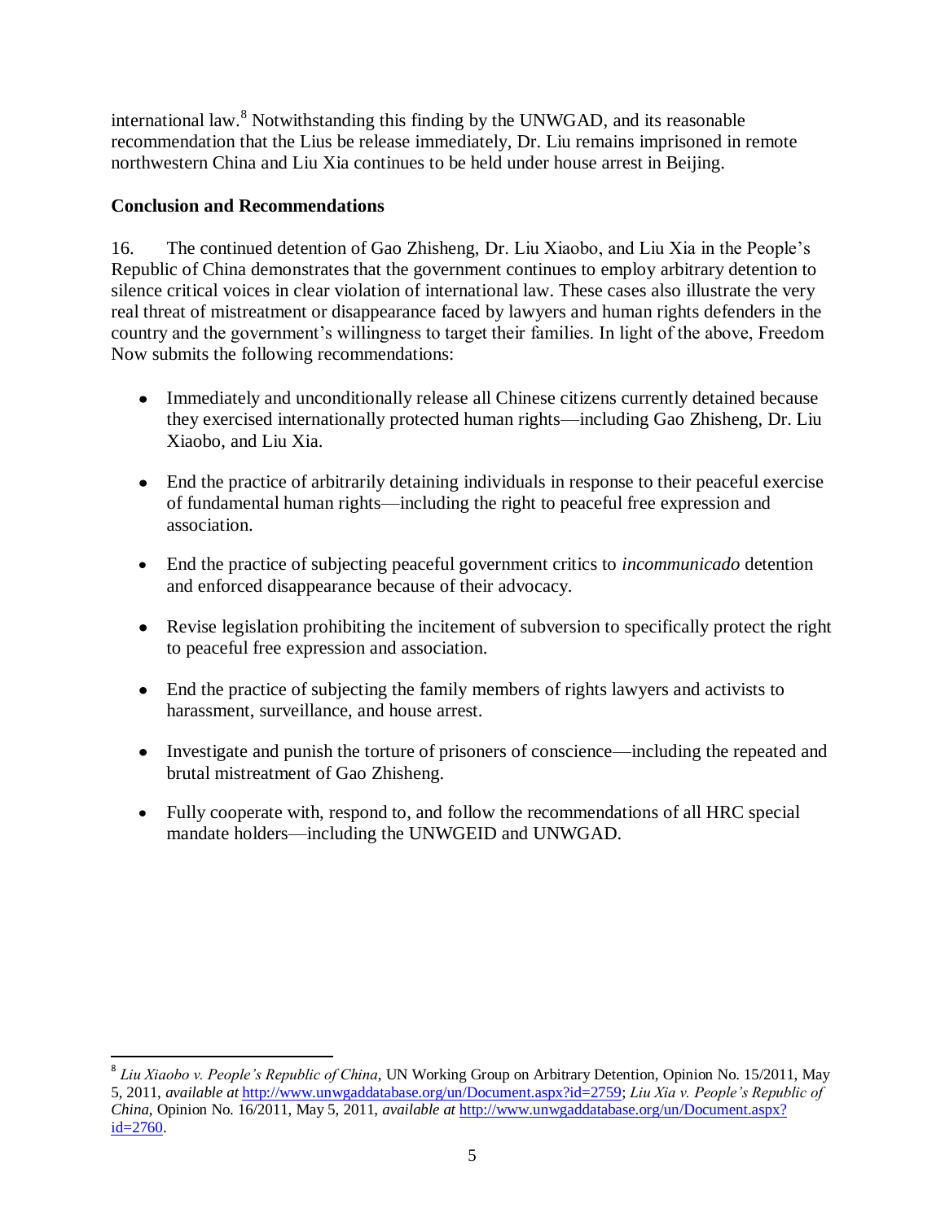international law.[8] Notwithstanding this finding by the UNWGAD, and its reasonable recommendation that the Lius be release immediately, Dr. Liu remains imprisoned in remote northwestern China and Liu Xia continues to be held under house arrest in Beijing.

**Conclusion and Recommendations**

16. The continued detention of Gao Zhisheng, Dr. Liu Xiaobo, and Liu Xia in the People's Republic of China demonstrates that the government continues to employ arbitrary detention to silence critical voices in clear violation of international law. These cases also illustrate the very real threat of mistreatment or disappearance faced by lawyers and human rights defenders in the country and the government's willingness to target their families. In light of the above, Freedom Now submits the following recommendations:

- Immediately and unconditionally release all Chinese citizens currently detained because they exercised internationally protected human rights—including Gao Zhisheng, Dr. Liu Xiaobo, and Liu Xia.
- End the practice of arbitrarily detaining individuals in response to their peaceful exercise of fundamental human rights—including the right to peaceful free expression and association.
- End the practice of subjecting peaceful government critics to *incommunicado* detention and enforced disappearance because of their advocacy.
- Revise legislation prohibiting the incitement of subversion to specifically protect the right to peaceful free expression and association.
- End the practice of subjecting the family members of rights lawyers and activists to harassment, surveillance, and house arrest.
- Investigate and punish the torture of prisoners of conscience—including the repeated and brutal mistreatment of Gao Zhisheng.
- Fully cooperate with, respond to, and follow the recommendations of all HRC special mandate holders—including the UNWGEID and UNWGAD.

---

[8] *Liu Xiaobo v. People's Republic of China*, UN Working Group on Arbitrary Detention, Opinion No. 15/2011, May 5, 2011, *available at* http://www.unwgaddatabase.org/un/Document.aspx?id=2759; *Liu Xia v. People's Republic of China*, Opinion No. 16/2011, May 5, 2011, *available at* http://www.unwgaddatabase.org/un/Document.aspx?id=2760.